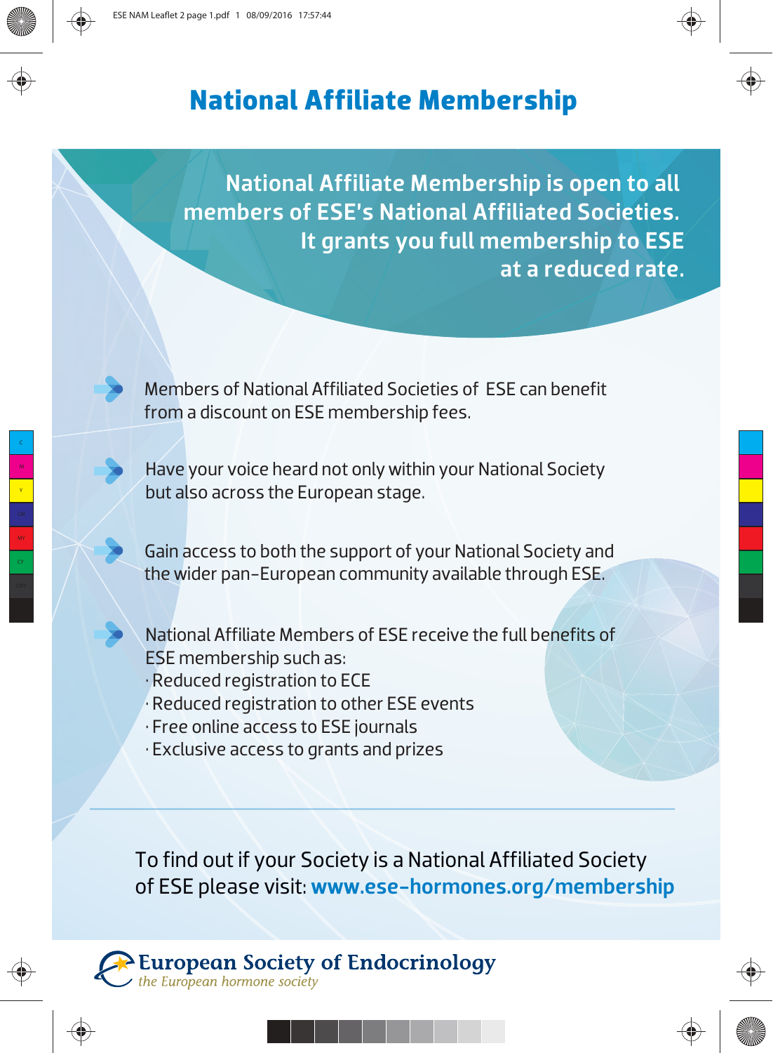# National Affiliate Membership

**National Affiliate Membership is open to all members of ESE's National Affiliated Societies. It grants you full membership to ESE at a reduced rate.**

- Members of National Affiliated Societies of ESE can benefit from a discount on ESE membership fees.
- Have your voice heard not only within your National Society but also across the European stage.
- Gain access to both the support of your National Society and the wider pan-European community available through ESE.
- National Affiliate Members of ESE receive the full benefits of ESE membership such as:
  - Reduced registration to ECE
  - Reduced registration to other ESE events
  - Free online access to ESE journals
  - Exclusive access to grants and prizes

---

To find out if your Society is a National Affiliated Society of ESE please visit: **www.ese-hormones.org/membership**

**European Society of Endocrinology**
*the European hormone society*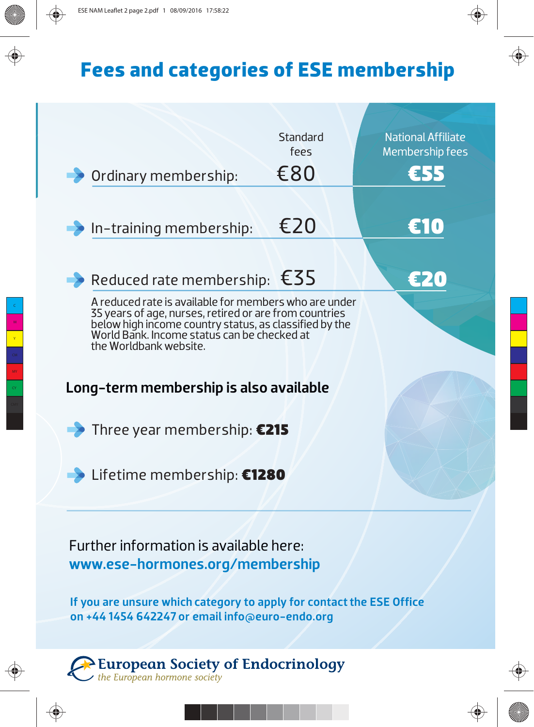# Fees and categories of ESE membership

| | Standard fees | National Affiliate Membership fees |
|---|---|---|
| Ordinary membership: | €80 | **€55** |
| In-training membership: | €20 | **€10** |
| Reduced rate membership: | €35 | **€20** |

A reduced rate is available for members who are under 35 years of age, nurses, retired or are from countries below high income country status, as classified by the World Bank. Income status can be checked at the Worldbank website.

**Long-term membership is also available**

- Three year membership: **€215**
- Lifetime membership: **€1280**

Further information is available here:
www.ese-hormones.org/membership

**If you are unsure which category to apply for contact the ESE Office on +44 1454 642247 or email info@euro-endo.org**

European Society of Endocrinology
*the European hormone society*